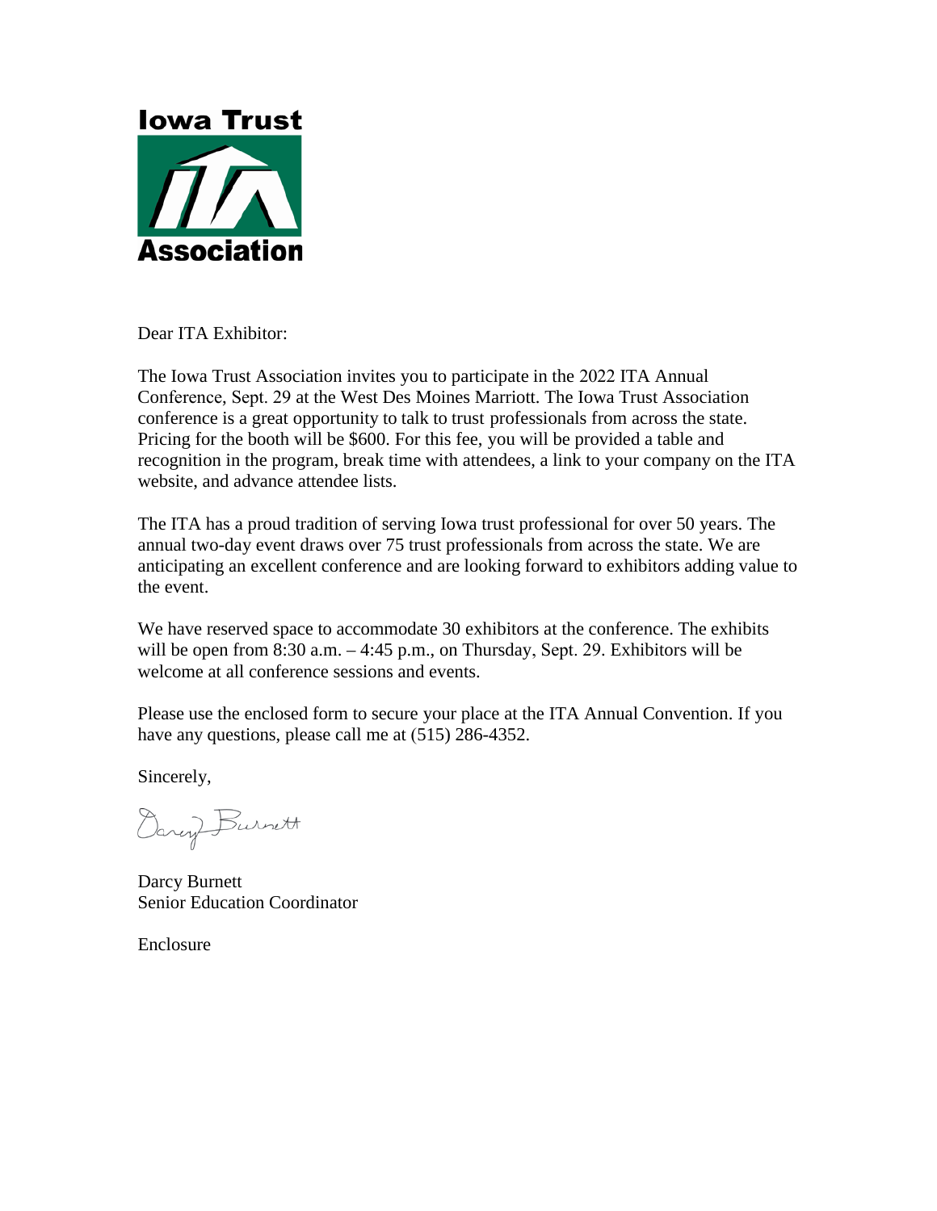**Iowa Trust**

**Association**

Dear ITA Exhibitor:

The Iowa Trust Association invites you to participate in the 2022 ITA Annual Conference, Sept. 29 at the West Des Moines Marriott. The Iowa Trust Association conference is a great opportunity to talk to trust professionals from across the state. Pricing for the booth will be $600. For this fee, you will be provided a table and recognition in the program, break time with attendees, a link to your company on the ITA website, and advance attendee lists.

The ITA has a proud tradition of serving Iowa trust professional for over 50 years. The annual two-day event draws over 75 trust professionals from across the state. We are anticipating an excellent conference and are looking forward to exhibitors adding value to the event.

We have reserved space to accommodate 30 exhibitors at the conference. The exhibits will be open from 8:30 a.m. – 4:45 p.m., on Thursday, Sept. 29. Exhibitors will be welcome at all conference sessions and events.

Please use the enclosed form to secure your place at the ITA Annual Convention. If you have any questions, please call me at (515) 286-4352.

Sincerely,

Darcy Burnett

Darcy Burnett
Senior Education Coordinator

Enclosure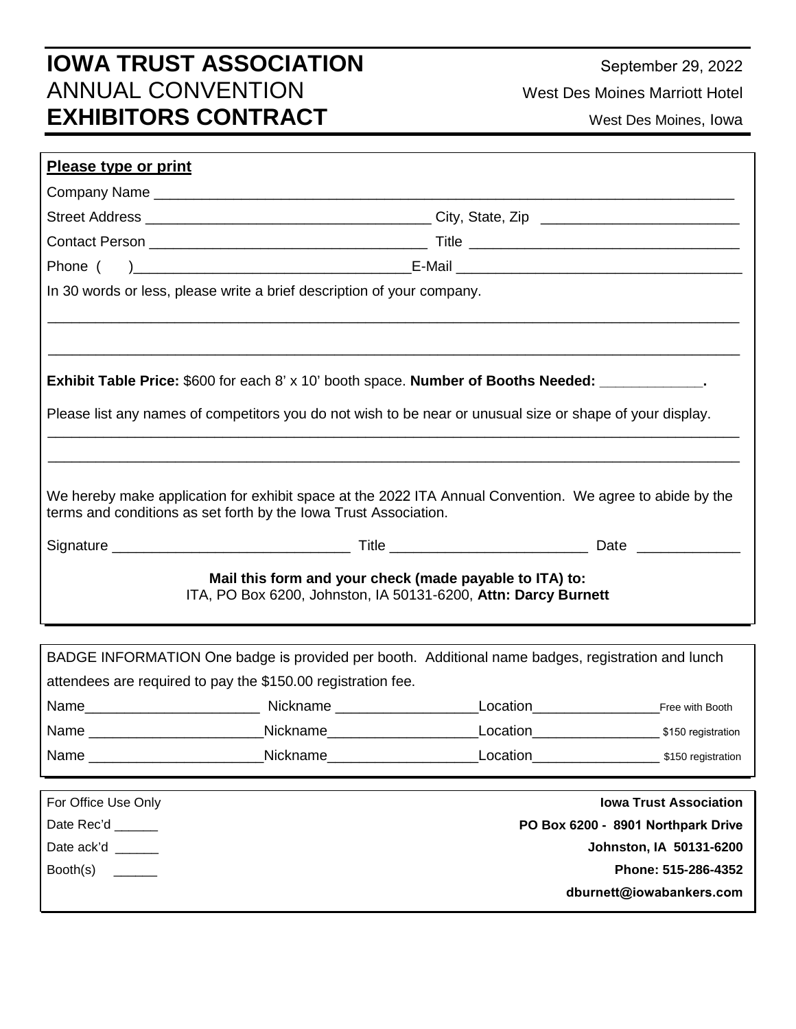# IOWA TRUST ASSOCIATION
ANNUAL CONVENTION
**EXHIBITORS CONTRACT**

September 29, 2022
West Des Moines Marriott Hotel
West Des Moines, Iowa

**Please type or print**

Company Name ___________________________________________________________________________

Street Address ___________________________________ City, State, Zip ________________________

Contact Person _________________________________ Title _________________________________

Phone ( )_________________________________E-Mail ___________________________________

In 30 words or less, please write a brief description of your company.

_____________________________________________________________________________________

_____________________________________________________________________________________

**Exhibit Table Price:** $600 for each 8' x 10' booth space. **Number of Booths Needed: ____________.**

Please list any names of competitors you do not wish to be near or unusual size or shape of your display.

_____________________________________________________________________________________

_____________________________________________________________________________________

We hereby make application for exhibit space at the 2022 ITA Annual Convention. We agree to abide by the terms and conditions as set forth by the Iowa Trust Association.

Signature _____________________________ Title ________________________ Date ____________

**Mail this form and your check (made payable to ITA) to:**
ITA, PO Box 6200, Johnston, IA 50131-6200, **Attn: Darcy Burnett**

BADGE INFORMATION One badge is provided per booth. Additional name badges, registration and lunch attendees are required to pay the $150.00 registration fee.

Name_____________________ Nickname _________________Location_______________ Free with Booth

Name _____________________Nickname__________________Location________________ $150 registration

Name _____________________Nickname__________________Location________________ $150 registration

For Office Use Only
Date Rec'd ______
Date ack'd ______
Booth(s) ______

**Iowa Trust Association**
**PO Box 6200 - 8901 Northpark Drive**
**Johnston, IA 50131-6200**
**Phone: 515-286-4352**
**dburnett@iowabankers.com**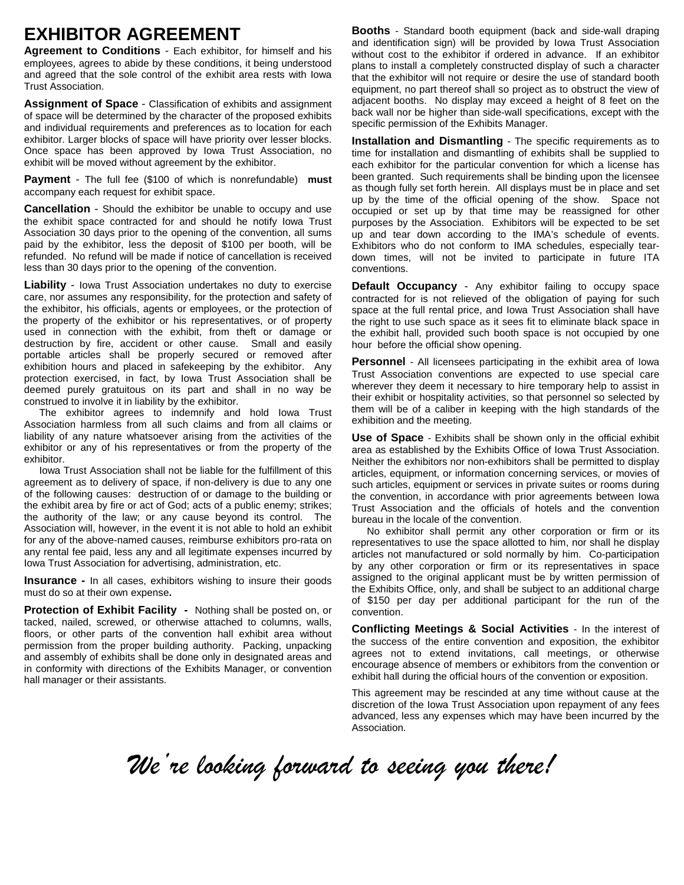# EXHIBITOR AGREEMENT

**Agreement to Conditions** - Each exhibitor, for himself and his employees, agrees to abide by these conditions, it being understood and agreed that the sole control of the exhibit area rests with Iowa Trust Association.

**Assignment of Space** - Classification of exhibits and assignment of space will be determined by the character of the proposed exhibits and individual requirements and preferences as to location for each exhibitor. Larger blocks of space will have priority over lesser blocks. Once space has been approved by Iowa Trust Association, no exhibit will be moved without agreement by the exhibitor.

**Payment** - The full fee ($100 of which is nonrefundable) **must** accompany each request for exhibit space.

**Cancellation** - Should the exhibitor be unable to occupy and use the exhibit space contracted for and should he notify Iowa Trust Association 30 days prior to the opening of the convention, all sums paid by the exhibitor, less the deposit of $100 per booth, will be refunded. No refund will be made if notice of cancellation is received less than 30 days prior to the opening of the convention.

**Liability** - Iowa Trust Association undertakes no duty to exercise care, nor assumes any responsibility, for the protection and safety of the exhibitor, his officials, agents or employees, or the protection of the property of the exhibitor or his representatives, or of property used in connection with the exhibit, from theft or damage or destruction by fire, accident or other cause. Small and easily portable articles shall be properly secured or removed after exhibition hours and placed in safekeeping by the exhibitor. Any protection exercised, in fact, by Iowa Trust Association shall be deemed purely gratuitous on its part and shall in no way be construed to involve it in liability by the exhibitor.

The exhibitor agrees to indemnify and hold Iowa Trust Association harmless from all such claims and from all claims or liability of any nature whatsoever arising from the activities of the exhibitor or any of his representatives or from the property of the exhibitor.

Iowa Trust Association shall not be liable for the fulfillment of this agreement as to delivery of space, if non-delivery is due to any one of the following causes: destruction of or damage to the building or the exhibit area by fire or act of God; acts of a public enemy; strikes; the authority of the law; or any cause beyond its control. The Association will, however, in the event it is not able to hold an exhibit for any of the above-named causes, reimburse exhibitors pro-rata on any rental fee paid, less any and all legitimate expenses incurred by Iowa Trust Association for advertising, administration, etc.

**Insurance -** In all cases, exhibitors wishing to insure their goods must do so at their own expense**.**

**Protection of Exhibit Facility -** Nothing shall be posted on, or tacked, nailed, screwed, or otherwise attached to columns, walls, floors, or other parts of the convention hall exhibit area without permission from the proper building authority. Packing, unpacking and assembly of exhibits shall be done only in designated areas and in conformity with directions of the Exhibits Manager, or convention hall manager or their assistants.

**Booths** - Standard booth equipment (back and side-wall draping and identification sign) will be provided by Iowa Trust Association without cost to the exhibitor if ordered in advance. If an exhibitor plans to install a completely constructed display of such a character that the exhibitor will not require or desire the use of standard booth equipment, no part thereof shall so project as to obstruct the view of adjacent booths. No display may exceed a height of 8 feet on the back wall nor be higher than side-wall specifications, except with the specific permission of the Exhibits Manager.

**Installation and Dismantling** - The specific requirements as to time for installation and dismantling of exhibits shall be supplied to each exhibitor for the particular convention for which a license has been granted. Such requirements shall be binding upon the licensee as though fully set forth herein. All displays must be in place and set up by the time of the official opening of the show. Space not occupied or set up by that time may be reassigned for other purposes by the Association. Exhibitors will be expected to be set up and tear down according to the IMA's schedule of events. Exhibitors who do not conform to IMA schedules, especially tear-down times, will not be invited to participate in future ITA conventions.

**Default Occupancy** - Any exhibitor failing to occupy space contracted for is not relieved of the obligation of paying for such space at the full rental price, and Iowa Trust Association shall have the right to use such space as it sees fit to eliminate black space in the exhibit hall, provided such booth space is not occupied by one hour before the official show opening.

**Personnel** - All licensees participating in the exhibit area of Iowa Trust Association conventions are expected to use special care wherever they deem it necessary to hire temporary help to assist in their exhibit or hospitality activities, so that personnel so selected by them will be of a caliber in keeping with the high standards of the exhibition and the meeting.

**Use of Space** - Exhibits shall be shown only in the official exhibit area as established by the Exhibits Office of Iowa Trust Association. Neither the exhibitors nor non-exhibitors shall be permitted to display articles, equipment, or information concerning services, or movies of such articles, equipment or services in private suites or rooms during the convention, in accordance with prior agreements between Iowa Trust Association and the officials of hotels and the convention bureau in the locale of the convention.

No exhibitor shall permit any other corporation or firm or its representatives to use the space allotted to him, nor shall he display articles not manufactured or sold normally by him. Co-participation by any other corporation or firm or its representatives in space assigned to the original applicant must be by written permission of the Exhibits Office, only, and shall be subject to an additional charge of $150 per day per additional participant for the run of the convention.

**Conflicting Meetings & Social Activities** - In the interest of the success of the entire convention and exposition, the exhibitor agrees not to extend invitations, call meetings, or otherwise encourage absence of members or exhibitors from the convention or exhibit hall during the official hours of the convention or exposition.

This agreement may be rescinded at any time without cause at the discretion of the Iowa Trust Association upon repayment of any fees advanced, less any expenses which may have been incurred by the Association.

*We're looking forward to seeing you there!*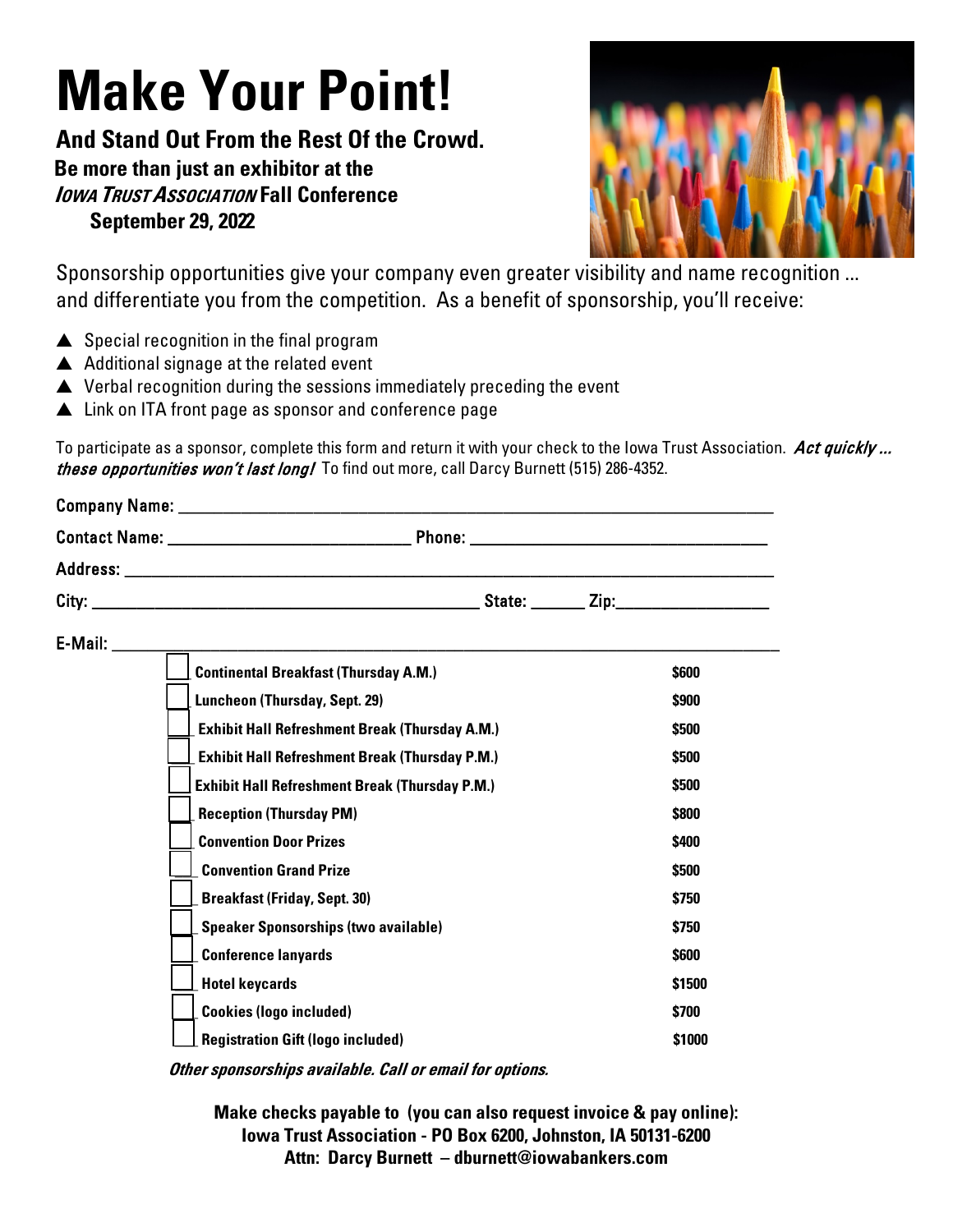# Make Your Point!

**And Stand Out From the Rest Of the Crowd.**

**Be more than just an exhibitor at the *IOWA TRUST ASSOCIATION* Fall Conference**

**September 29, 2022**

Sponsorship opportunities give your company even greater visibility and name recognition … and differentiate you from the competition. As a benefit of sponsorship, you'll receive:

- ▲ Special recognition in the final program
- ▲ Additional signage at the related event
- ▲ Verbal recognition during the sessions immediately preceding the event
- ▲ Link on ITA front page as sponsor and conference page

To participate as a sponsor, complete this form and return it with your check to the Iowa Trust Association. ***Act quickly … these opportunities won't last long!*** To find out more, call Darcy Burnett (515) 286-4352.

Company Name: ______________________________________________

Contact Name: ____________________ Phone: ______________________

Address: __________________________________________________

City: ______________________________ State: ______ Zip: ____________

E-Mail: ___________________________________________________

| | | |
|---|---|---|
| ☐ | **Continental Breakfast (Thursday A.M.)** | **$600** |
| ☐ | **Luncheon (Thursday, Sept. 29)** | **$900** |
| ☐ | **Exhibit Hall Refreshment Break (Thursday A.M.)** | **$500** |
| ☐ | **Exhibit Hall Refreshment Break (Thursday P.M.)** | **$500** |
| ☐ | **Exhibit Hall Refreshment Break (Thursday P.M.)** | **$500** |
| ☐ | **Reception (Thursday PM)** | **$800** |
| ☐ | **Convention Door Prizes** | **$400** |
| ☐ | **Convention Grand Prize** | **$500** |
| ☐ | **Breakfast (Friday, Sept. 30)** | **$750** |
| ☐ | **Speaker Sponsorships (two available)** | **$750** |
| ☐ | **Conference lanyards** | **$600** |
| ☐ | **Hotel keycards** | **$1500** |
| ☐ | **Cookies (logo included)** | **$700** |
| ☐ | **Registration Gift (logo included)** | **$1000** |

***Other sponsorships available. Call or email for options.***

**Make checks payable to (you can also request invoice & pay online):**
**Iowa Trust Association - PO Box 6200, Johnston, IA 50131-6200**
**Attn: Darcy Burnett – dburnett@iowabankers.com**